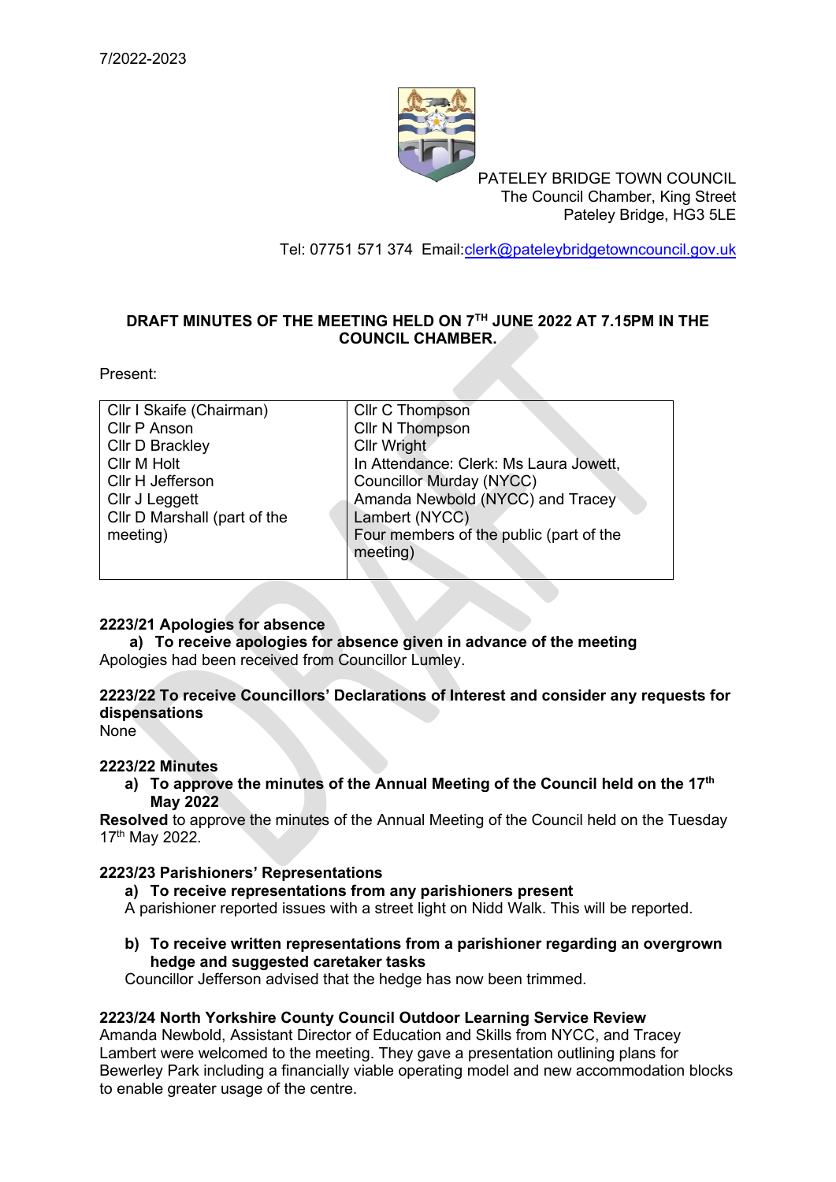7/2022-2023

PATELEY BRIDGE TOWN COUNCIL
The Council Chamber, King Street
Pateley Bridge, HG3 5LE

Tel: 07751 571 374 Email:clerk@pateleybridgetowncouncil.gov.uk

**DRAFT MINUTES OF THE MEETING HELD ON 7TH JUNE 2022 AT 7.15PM IN THE COUNCIL CHAMBER.**

Present:

| | |
|---|---|
| Cllr I Skaife (Chairman)<br>Cllr P Anson<br>Cllr D Brackley<br>Cllr M Holt<br>Cllr H Jefferson<br>Cllr J Leggett<br>Cllr D Marshall (part of the meeting) | Cllr C Thompson<br>Cllr N Thompson<br>Cllr Wright<br>In Attendance: Clerk: Ms Laura Jowett,<br>Councillor Murday (NYCC)<br>Amanda Newbold (NYCC) and Tracey Lambert (NYCC)<br>Four members of the public (part of the meeting) |

**2223/21 Apologies for absence**

**a) To receive apologies for absence given in advance of the meeting**

Apologies had been received from Councillor Lumley.

**2223/22 To receive Councillors' Declarations of Interest and consider any requests for dispensations**

None

**2223/22 Minutes**

**a) To approve the minutes of the Annual Meeting of the Council held on the 17th May 2022**

**Resolved** to approve the minutes of the Annual Meeting of the Council held on the Tuesday 17th May 2022.

**2223/23 Parishioners' Representations**

**a) To receive representations from any parishioners present**

A parishioner reported issues with a street light on Nidd Walk. This will be reported.

**b) To receive written representations from a parishioner regarding an overgrown hedge and suggested caretaker tasks**

Councillor Jefferson advised that the hedge has now been trimmed.

**2223/24 North Yorkshire County Council Outdoor Learning Service Review**

Amanda Newbold, Assistant Director of Education and Skills from NYCC, and Tracey Lambert were welcomed to the meeting. They gave a presentation outlining plans for Bewerley Park including a financially viable operating model and new accommodation blocks to enable greater usage of the centre.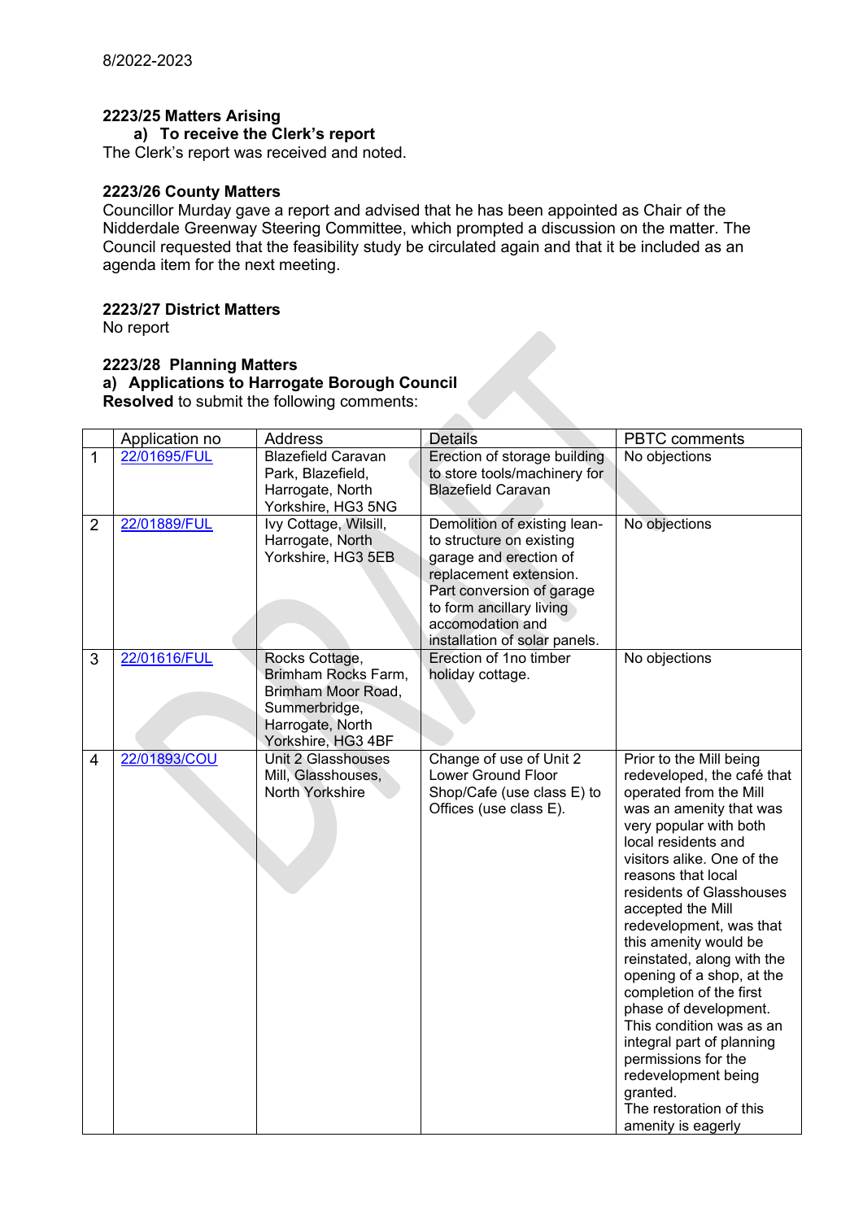8/2022-2023

**2223/25 Matters Arising**

**a) To receive the Clerk's report**

The Clerk's report was received and noted.

**2223/26 County Matters**

Councillor Murday gave a report and advised that he has been appointed as Chair of the Nidderdale Greenway Steering Committee, which prompted a discussion on the matter. The Council requested that the feasibility study be circulated again and that it be included as an agenda item for the next meeting.

**2223/27 District Matters**

No report

**2223/28 Planning Matters**

**a) Applications to Harrogate Borough Council**

**Resolved** to submit the following comments:

| | Application no | Address | Details | PBTC comments |
|---|---|---|---|---|
| 1 | 22/01695/FUL | Blazefield Caravan Park, Blazefield, Harrogate, North Yorkshire, HG3 5NG | Erection of storage building to store tools/machinery for Blazefield Caravan | No objections |
| 2 | 22/01889/FUL | Ivy Cottage, Wilsill, Harrogate, North Yorkshire, HG3 5EB | Demolition of existing lean-to structure on existing garage and erection of replacement extension. Part conversion of garage to form ancillary living accomodation and installation of solar panels. | No objections |
| 3 | 22/01616/FUL | Rocks Cottage, Brimham Rocks Farm, Brimham Moor Road, Summerbridge, Harrogate, North Yorkshire, HG3 4BF | Erection of 1no timber holiday cottage. | No objections |
| 4 | 22/01893/COU | Unit 2 Glasshouses Mill, Glasshouses, North Yorkshire | Change of use of Unit 2 Lower Ground Floor Shop/Cafe (use class E) to Offices (use class E). | Prior to the Mill being redeveloped, the café that operated from the Mill was an amenity that was very popular with both local residents and visitors alike. One of the reasons that local residents of Glasshouses accepted the Mill redevelopment, was that this amenity would be reinstated, along with the opening of a shop, at the completion of the first phase of development. This condition was as an integral part of planning permissions for the redevelopment being granted. The restoration of this amenity is eagerly |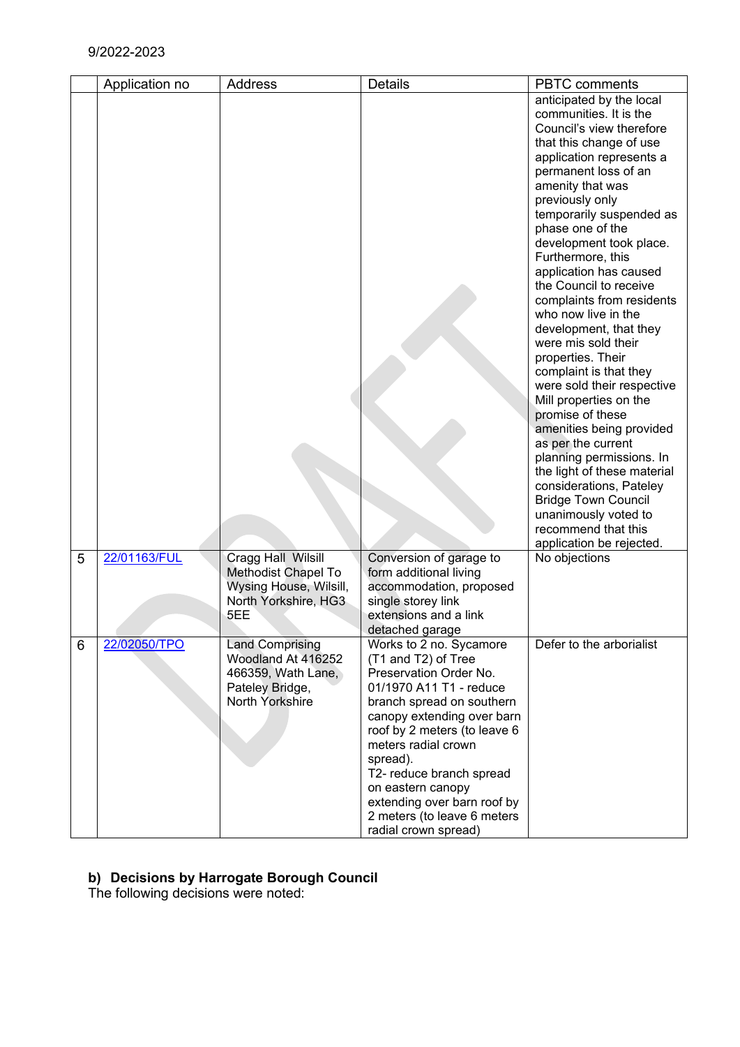| | Application no | Address | Details | PBTC comments |
|---|---|---|---|---|
| | | | | anticipated by the local communities. It is the Council's view therefore that this change of use application represents a permanent loss of an amenity that was previously only temporarily suspended as phase one of the development took place. Furthermore, this application has caused the Council to receive complaints from residents who now live in the development, that they were mis sold their properties. Their complaint is that they were sold their respective Mill properties on the promise of these amenities being provided as per the current planning permissions. In the light of these material considerations, Pateley Bridge Town Council unanimously voted to recommend that this application be rejected. |
| 5 | 22/01163/FUL | Cragg Hall Wilsill Methodist Chapel To Wysing House, Wilsill, North Yorkshire, HG3 5EE | Conversion of garage to form additional living accommodation, proposed single storey link extensions and a link detached garage | No objections |
| 6 | 22/02050/TPO | Land Comprising Woodland At 416252 466359, Wath Lane, Pateley Bridge, North Yorkshire | Works to 2 no. Sycamore (T1 and T2) of Tree Preservation Order No. 01/1970 A11 T1 - reduce branch spread on southern canopy extending over barn roof by 2 meters (to leave 6 meters radial crown spread).<br>T2- reduce branch spread on eastern canopy extending over barn roof by 2 meters (to leave 6 meters radial crown spread) | Defer to the arborialist |

**b) Decisions by Harrogate Borough Council**

The following decisions were noted: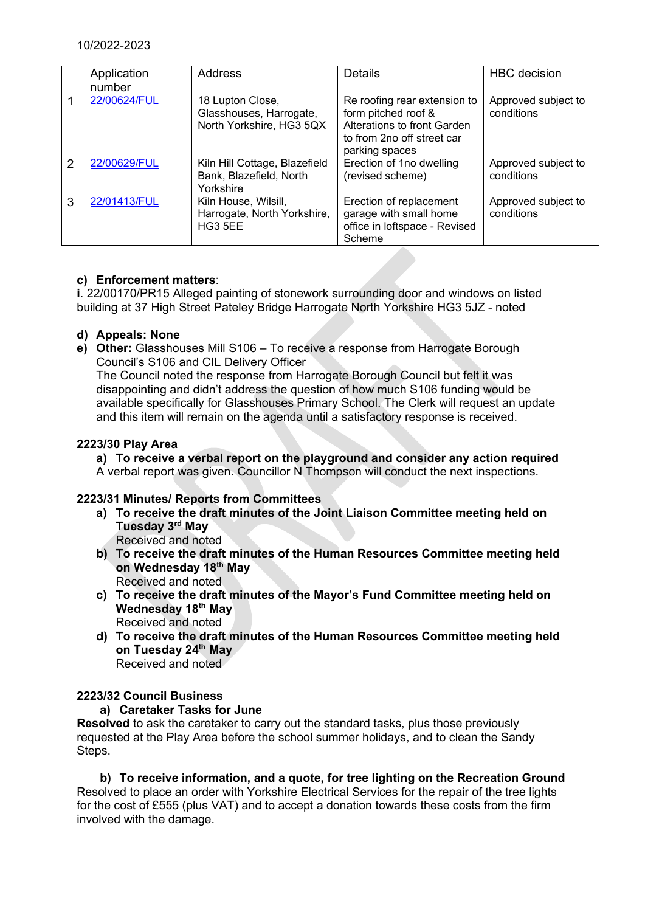10/2022-2023

| | Application number | Address | Details | HBC decision |
|---|---|---|---|---|
| 1 | 22/00624/FUL | 18 Lupton Close, Glasshouses, Harrogate, North Yorkshire, HG3 5QX | Re roofing rear extension to form pitched roof & Alterations to front Garden to from 2no off street car parking spaces | Approved subject to conditions |
| 2 | 22/00629/FUL | Kiln Hill Cottage, Blazefield Bank, Blazefield, North Yorkshire | Erection of 1no dwelling (revised scheme) | Approved subject to conditions |
| 3 | 22/01413/FUL | Kiln House, Wilsill, Harrogate, North Yorkshire, HG3 5EE | Erection of replacement garage with small home office in loftspace - Revised Scheme | Approved subject to conditions |

c) **Enforcement matters**:
**i**. 22/00170/PR15 Alleged painting of stonework surrounding door and windows on listed building at 37 High Street Pateley Bridge Harrogate North Yorkshire HG3 5JZ - noted

d) **Appeals: None**

e) **Other:** Glasshouses Mill S106 – To receive a response from Harrogate Borough Council's S106 and CIL Delivery Officer
The Council noted the response from Harrogate Borough Council but felt it was disappointing and didn't address the question of how much S106 funding would be available specifically for Glasshouses Primary School. The Clerk will request an update and this item will remain on the agenda until a satisfactory response is received.

**2223/30 Play Area**

a) **To receive a verbal report on the playground and consider any action required**
A verbal report was given. Councillor N Thompson will conduct the next inspections.

**2223/31 Minutes/ Reports from Committees**

a) **To receive the draft minutes of the Joint Liaison Committee meeting held on Tuesday 3rd May**
Received and noted

b) **To receive the draft minutes of the Human Resources Committee meeting held on Wednesday 18th May**
Received and noted

c) **To receive the draft minutes of the Mayor's Fund Committee meeting held on Wednesday 18th May**
Received and noted

d) **To receive the draft minutes of the Human Resources Committee meeting held on Tuesday 24th May**
Received and noted

**2223/32 Council Business**

a) **Caretaker Tasks for June**

**Resolved** to ask the caretaker to carry out the standard tasks, plus those previously requested at the Play Area before the school summer holidays, and to clean the Sandy Steps.

b) **To receive information, and a quote, for tree lighting on the Recreation Ground**

Resolved to place an order with Yorkshire Electrical Services for the repair of the tree lights for the cost of £555 (plus VAT) and to accept a donation towards these costs from the firm involved with the damage.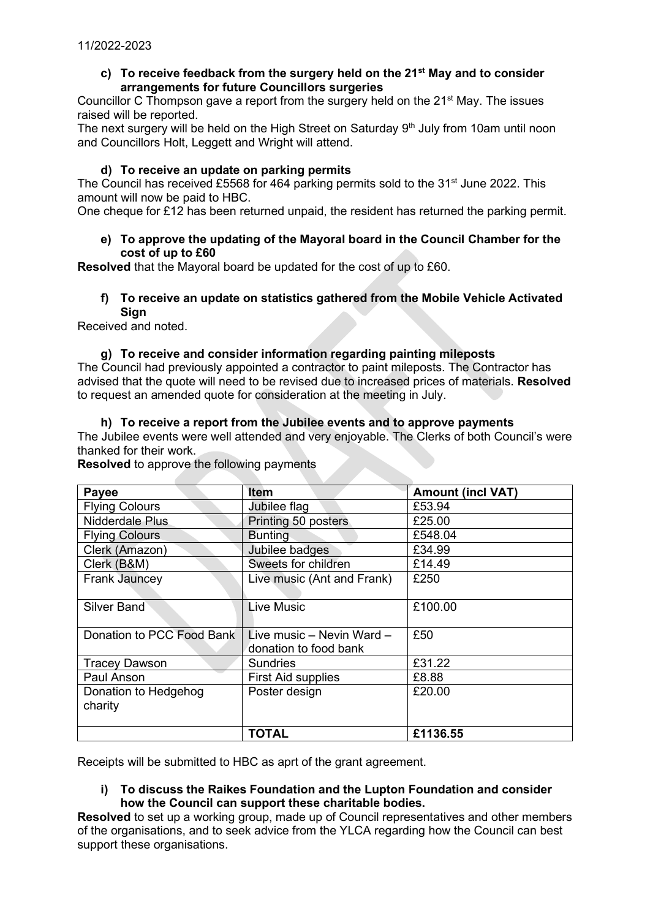#### c) To receive feedback from the surgery held on the 21st May and to consider arrangements for future Councillors surgeries

Councillor C Thompson gave a report from the surgery held on the 21st May. The issues raised will be reported.

The next surgery will be held on the High Street on Saturday 9th July from 10am until noon and Councillors Holt, Leggett and Wright will attend.

#### d) To receive an update on parking permits

The Council has received £5568 for 464 parking permits sold to the 31st June 2022. This amount will now be paid to HBC.

One cheque for £12 has been returned unpaid, the resident has returned the parking permit.

#### e) To approve the updating of the Mayoral board in the Council Chamber for the cost of up to £60

**Resolved** that the Mayoral board be updated for the cost of up to £60.

#### f) To receive an update on statistics gathered from the Mobile Vehicle Activated Sign

Received and noted.

#### g) To receive and consider information regarding painting mileposts

The Council had previously appointed a contractor to paint mileposts. The Contractor has advised that the quote will need to be revised due to increased prices of materials. **Resolved** to request an amended quote for consideration at the meeting in July.

#### h) To receive a report from the Jubilee events and to approve payments

The Jubilee events were well attended and very enjoyable. The Clerks of both Council's were thanked for their work.

**Resolved** to approve the following payments

| Payee | Item | Amount (incl VAT) |
|---|---|---|
| Flying Colours | Jubilee flag | £53.94 |
| Nidderdale Plus | Printing 50 posters | £25.00 |
| Flying Colours | Bunting | £548.04 |
| Clerk (Amazon) | Jubilee badges | £34.99 |
| Clerk (B&M) | Sweets for children | £14.49 |
| Frank Jauncey | Live music (Ant and Frank) | £250 |
| Silver Band | Live Music | £100.00 |
| Donation to PCC Food Bank | Live music – Nevin Ward – donation to food bank | £50 |
| Tracey Dawson | Sundries | £31.22 |
| Paul Anson | First Aid supplies | £8.88 |
| Donation to Hedgehog charity | Poster design | £20.00 |
| | **TOTAL** | **£1136.55** |

Receipts will be submitted to HBC as aprt of the grant agreement.

#### i) To discuss the Raikes Foundation and the Lupton Foundation and consider how the Council can support these charitable bodies.

**Resolved** to set up a working group, made up of Council representatives and other members of the organisations, and to seek advice from the YLCA regarding how the Council can best support these organisations.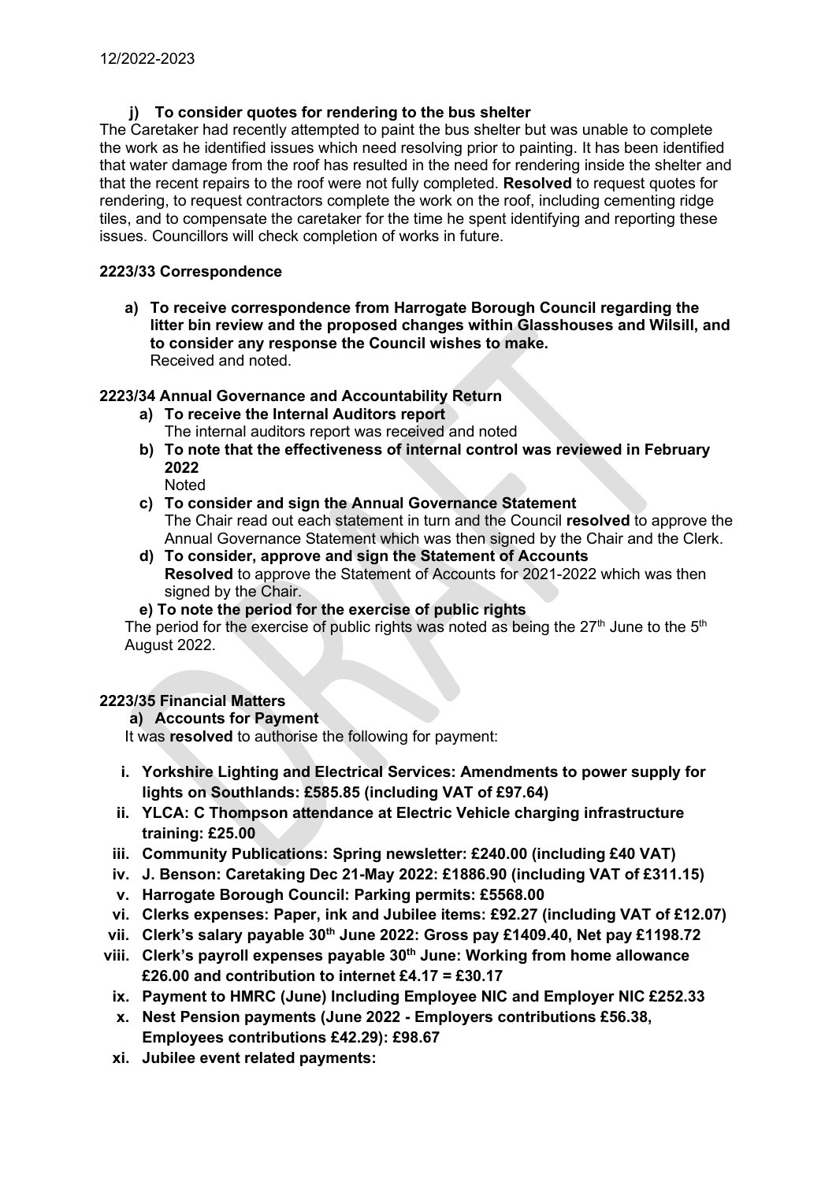12/2022-2023

**j) To consider quotes for rendering to the bus shelter**

The Caretaker had recently attempted to paint the bus shelter but was unable to complete the work as he identified issues which need resolving prior to painting. It has been identified that water damage from the roof has resulted in the need for rendering inside the shelter and that the recent repairs to the roof were not fully completed. **Resolved** to request quotes for rendering, to request contractors complete the work on the roof, including cementing ridge tiles, and to compensate the caretaker for the time he spent identifying and reporting these issues. Councillors will check completion of works in future.

**2223/33 Correspondence**

**a) To receive correspondence from Harrogate Borough Council regarding the litter bin review and the proposed changes within Glasshouses and Wilsill, and to consider any response the Council wishes to make.**
Received and noted.

**2223/34 Annual Governance and Accountability Return**

**a) To receive the Internal Auditors report**
The internal auditors report was received and noted

**b) To note that the effectiveness of internal control was reviewed in February 2022**
Noted

**c) To consider and sign the Annual Governance Statement**
The Chair read out each statement in turn and the Council **resolved** to approve the Annual Governance Statement which was then signed by the Chair and the Clerk.

**d) To consider, approve and sign the Statement of Accounts**
**Resolved** to approve the Statement of Accounts for 2021-2022 which was then signed by the Chair.

**e) To note the period for the exercise of public rights**
The period for the exercise of public rights was noted as being the 27th June to the 5th August 2022.

**2223/35 Financial Matters**

**a) Accounts for Payment**

It was **resolved** to authorise the following for payment:

i. **Yorkshire Lighting and Electrical Services: Amendments to power supply for lights on Southlands: £585.85 (including VAT of £97.64)**
ii. **YLCA: C Thompson attendance at Electric Vehicle charging infrastructure training: £25.00**
iii. **Community Publications: Spring newsletter: £240.00 (including £40 VAT)**
iv. **J. Benson: Caretaking Dec 21-May 2022: £1886.90 (including VAT of £311.15)**
v. **Harrogate Borough Council: Parking permits: £5568.00**
vi. **Clerks expenses: Paper, ink and Jubilee items: £92.27 (including VAT of £12.07)**
vii. **Clerk's salary payable 30th June 2022: Gross pay £1409.40, Net pay £1198.72**
viii. **Clerk's payroll expenses payable 30th June: Working from home allowance £26.00 and contribution to internet £4.17 = £30.17**
ix. **Payment to HMRC (June) Including Employee NIC and Employer NIC £252.33**
x. **Nest Pension payments (June 2022 - Employers contributions £56.38, Employees contributions £42.29): £98.67**
xi. **Jubilee event related payments:**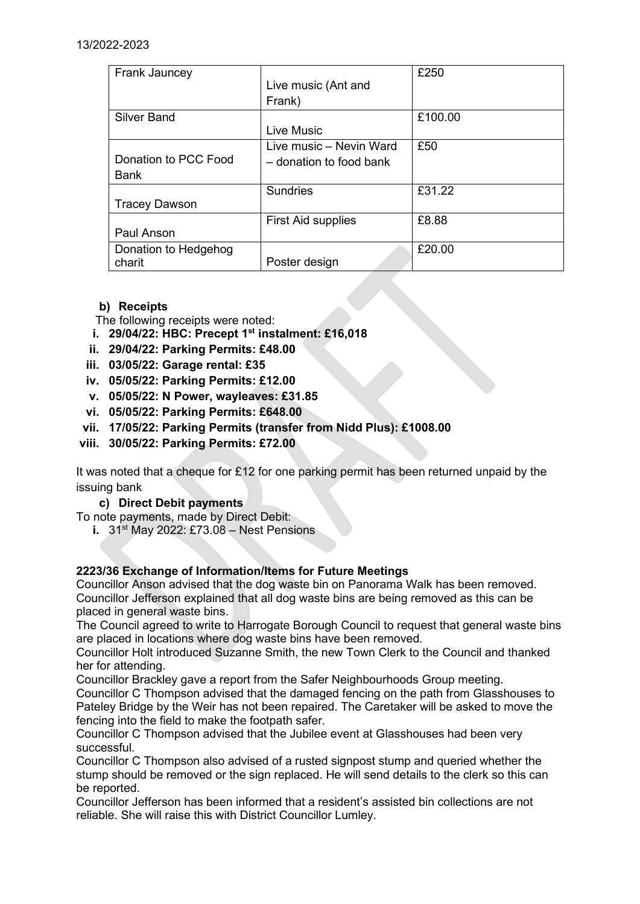| Frank Jauncey | Live music (Ant and Frank) | £250 |
|---|---|---|
| Silver Band | Live Music | £100.00 |
| Donation to PCC Food Bank | Live music – Nevin Ward – donation to food bank | £50 |
| Tracey Dawson | Sundries | £31.22 |
| Paul Anson | First Aid supplies | £8.88 |
| Donation to Hedgehog charit | Poster design | £20.00 |

**b) Receipts**

The following receipts were noted:

- **i. 29/04/22: HBC: Precept 1st instalment: £16,018**
- **ii. 29/04/22: Parking Permits: £48.00**
- **iii. 03/05/22: Garage rental: £35**
- **iv. 05/05/22: Parking Permits: £12.00**
- **v. 05/05/22: N Power, wayleaves: £31.85**
- **vi. 05/05/22: Parking Permits: £648.00**
- **vii. 17/05/22: Parking Permits (transfer from Nidd Plus): £1008.00**
- **viii. 30/05/22: Parking Permits: £72.00**

It was noted that a cheque for £12 for one parking permit has been returned unpaid by the issuing bank

**c) Direct Debit payments**

To note payments, made by Direct Debit:

- **i.** 31st May 2022: £73.08 – Nest Pensions

**2223/36 Exchange of Information/Items for Future Meetings**

Councillor Anson advised that the dog waste bin on Panorama Walk has been removed. Councillor Jefferson explained that all dog waste bins are being removed as this can be placed in general waste bins.

The Council agreed to write to Harrogate Borough Council to request that general waste bins are placed in locations where dog waste bins have been removed.

Councillor Holt introduced Suzanne Smith, the new Town Clerk to the Council and thanked her for attending.

Councillor Brackley gave a report from the Safer Neighbourhoods Group meeting.

Councillor C Thompson advised that the damaged fencing on the path from Glasshouses to Pateley Bridge by the Weir has not been repaired. The Caretaker will be asked to move the fencing into the field to make the footpath safer.

Councillor C Thompson advised that the Jubilee event at Glasshouses had been very successful.

Councillor C Thompson also advised of a rusted signpost stump and queried whether the stump should be removed or the sign replaced. He will send details to the clerk so this can be reported.

Councillor Jefferson has been informed that a resident's assisted bin collections are not reliable. She will raise this with District Councillor Lumley.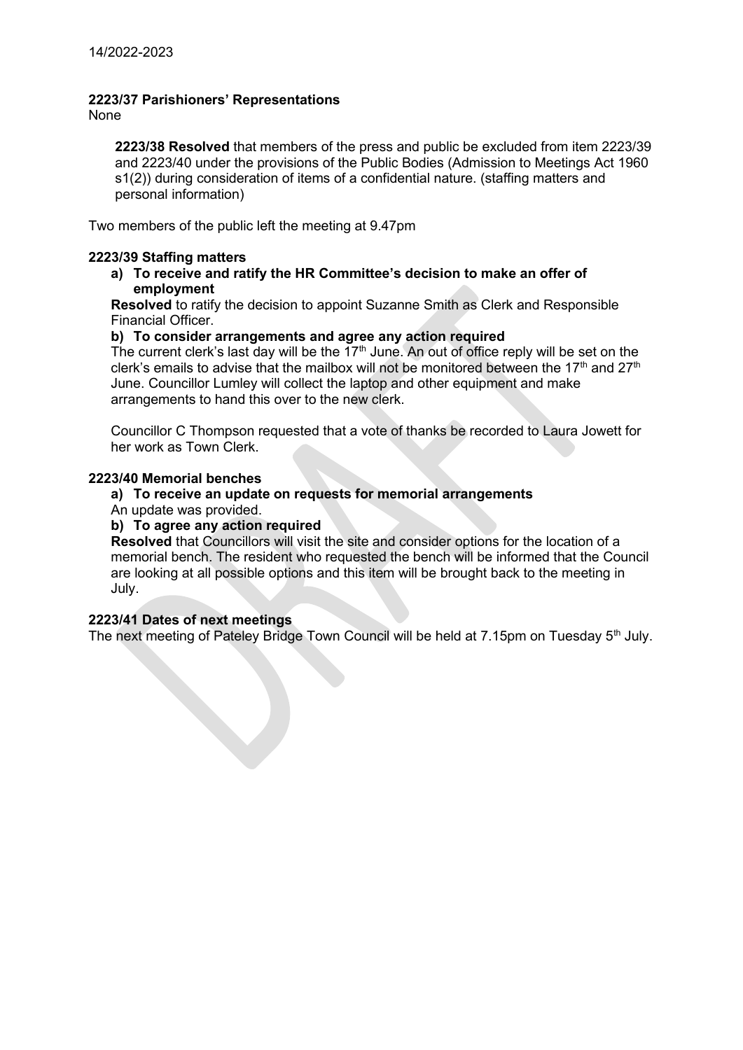14/2022-2023

**2223/37 Parishioners' Representations**

None

> **2223/38 Resolved** that members of the press and public be excluded from item 2223/39 and 2223/40 under the provisions of the Public Bodies (Admission to Meetings Act 1960 s1(2)) during consideration of items of a confidential nature. (staffing matters and personal information)

Two members of the public left the meeting at 9.47pm

**2223/39 Staffing matters**

**a) To receive and ratify the HR Committee's decision to make an offer of employment**

**Resolved** to ratify the decision to appoint Suzanne Smith as Clerk and Responsible Financial Officer.

**b) To consider arrangements and agree any action required**

The current clerk's last day will be the 17th June. An out of office reply will be set on the clerk's emails to advise that the mailbox will not be monitored between the 17th and 27th June. Councillor Lumley will collect the laptop and other equipment and make arrangements to hand this over to the new clerk.

Councillor C Thompson requested that a vote of thanks be recorded to Laura Jowett for her work as Town Clerk.

**2223/40 Memorial benches**

**a) To receive an update on requests for memorial arrangements**

An update was provided.

**b) To agree any action required**

**Resolved** that Councillors will visit the site and consider options for the location of a memorial bench. The resident who requested the bench will be informed that the Council are looking at all possible options and this item will be brought back to the meeting in July.

**2223/41 Dates of next meetings**

The next meeting of Pateley Bridge Town Council will be held at 7.15pm on Tuesday 5th July.